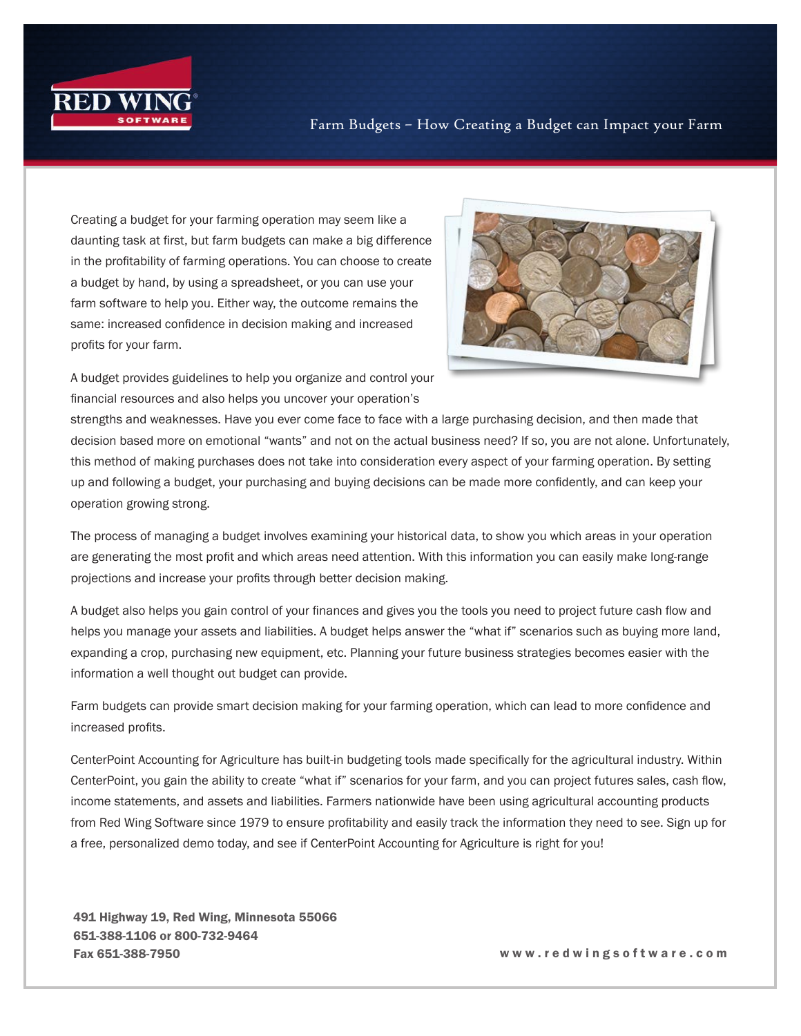# Farm Budgets – How Creating a Budget can Impact your Farm

Creating a budget for your farming operation may seem like a daunting task at first, but farm budgets can make a big difference in the profitability of farming operations. You can choose to create a budget by hand, by using a spreadsheet, or you can use your farm software to help you. Either way, the outcome remains the same: increased confidence in decision making and increased profits for your farm.

A budget provides guidelines to help you organize and control your financial resources and also helps you uncover your operation's strengths and weaknesses. Have you ever come face to face with a large purchasing decision, and then made that decision based more on emotional "wants" and not on the actual business need? If so, you are not alone. Unfortunately, this method of making purchases does not take into consideration every aspect of your farming operation. By setting up and following a budget, your purchasing and buying decisions can be made more confidently, and can keep your operation growing strong.

The process of managing a budget involves examining your historical data, to show you which areas in your operation are generating the most profit and which areas need attention. With this information you can easily make long-range projections and increase your profits through better decision making.

A budget also helps you gain control of your finances and gives you the tools you need to project future cash flow and helps you manage your assets and liabilities. A budget helps answer the "what if" scenarios such as buying more land, expanding a crop, purchasing new equipment, etc. Planning your future business strategies becomes easier with the information a well thought out budget can provide.

Farm budgets can provide smart decision making for your farming operation, which can lead to more confidence and increased profits.

CenterPoint Accounting for Agriculture has built-in budgeting tools made specifically for the agricultural industry. Within CenterPoint, you gain the ability to create "what if" scenarios for your farm, and you can project futures sales, cash flow, income statements, and assets and liabilities. Farmers nationwide have been using agricultural accounting products from Red Wing Software since 1979 to ensure profitability and easily track the information they need to see. Sign up for a free, personalized demo today, and see if CenterPoint Accounting for Agriculture is right for you!

**491 Highway 19, Red Wing, Minnesota 55066**
**651-388-1106 or 800-732-9464**
**Fax 651-388-7950**

**www.redwingsoftware.com**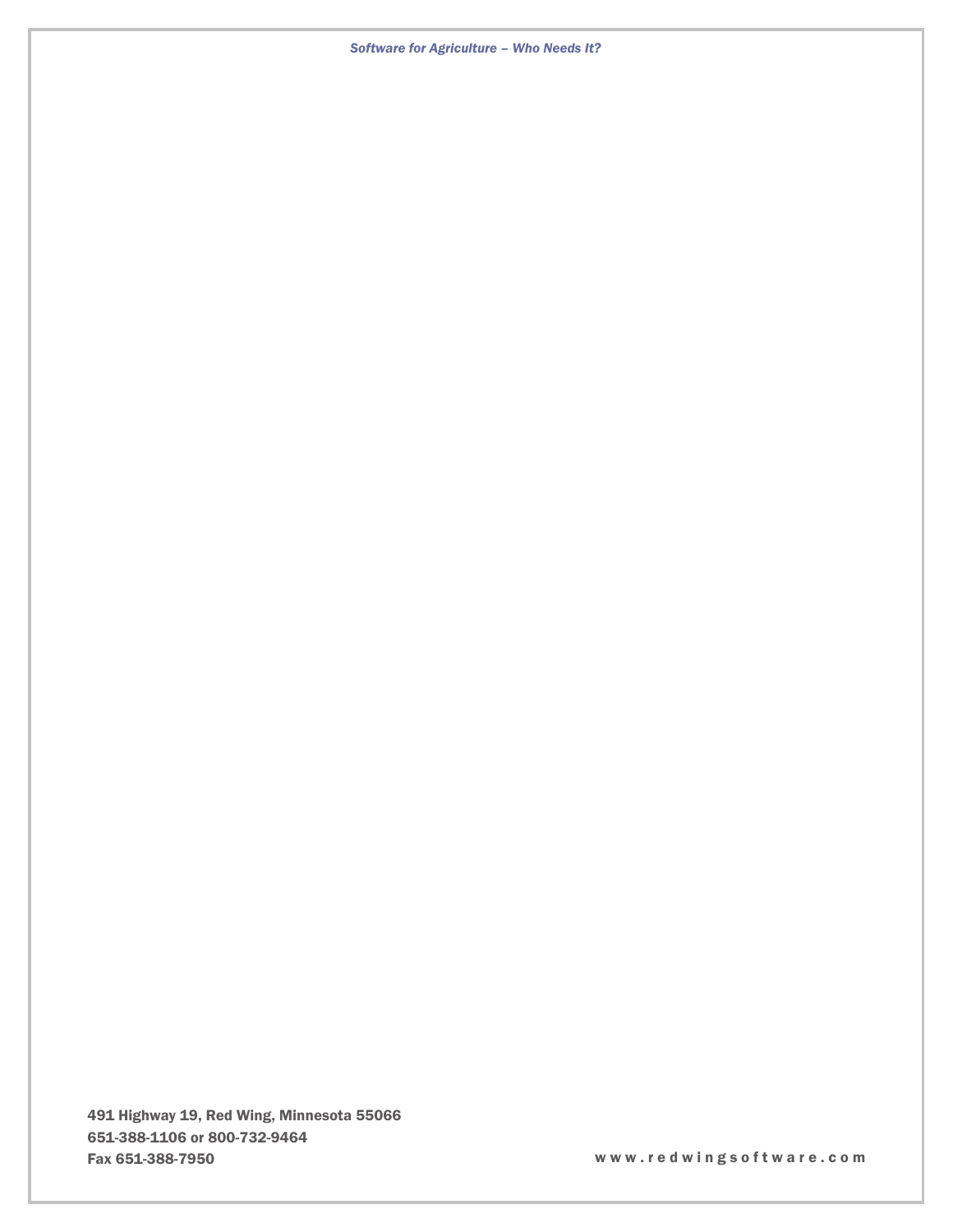491 Highway 19, Red Wing, Minnesota 55066
651-388-1106 or 800-732-9464
Fax 651-388-7950

www.redwingsoftware.com